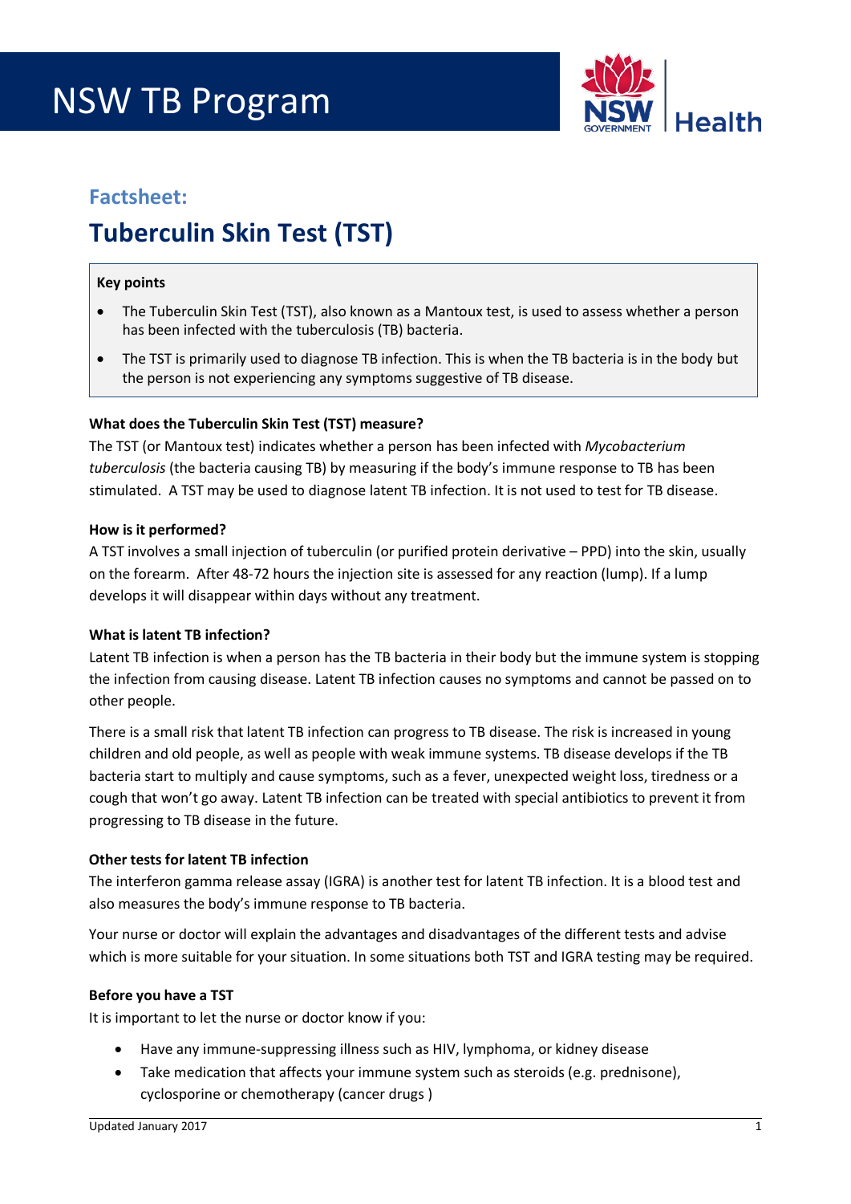# NSW TB Program

## Factsheet:

# Tuberculin Skin Test (TST)

**Key points**

- The Tuberculin Skin Test (TST), also known as a Mantoux test, is used to assess whether a person has been infected with the tuberculosis (TB) bacteria.
- The TST is primarily used to diagnose TB infection. This is when the TB bacteria is in the body but the person is not experiencing any symptoms suggestive of TB disease.

### What does the Tuberculin Skin Test (TST) measure?

The TST (or Mantoux test) indicates whether a person has been infected with *Mycobacterium tuberculosis* (the bacteria causing TB) by measuring if the body's immune response to TB has been stimulated. A TST may be used to diagnose latent TB infection. It is not used to test for TB disease.

### How is it performed?

A TST involves a small injection of tuberculin (or purified protein derivative – PPD) into the skin, usually on the forearm. After 48-72 hours the injection site is assessed for any reaction (lump). If a lump develops it will disappear within days without any treatment.

### What is latent TB infection?

Latent TB infection is when a person has the TB bacteria in their body but the immune system is stopping the infection from causing disease. Latent TB infection causes no symptoms and cannot be passed on to other people.

There is a small risk that latent TB infection can progress to TB disease. The risk is increased in young children and old people, as well as people with weak immune systems. TB disease develops if the TB bacteria start to multiply and cause symptoms, such as a fever, unexpected weight loss, tiredness or a cough that won't go away. Latent TB infection can be treated with special antibiotics to prevent it from progressing to TB disease in the future.

### Other tests for latent TB infection

The interferon gamma release assay (IGRA) is another test for latent TB infection. It is a blood test and also measures the body's immune response to TB bacteria.

Your nurse or doctor will explain the advantages and disadvantages of the different tests and advise which is more suitable for your situation. In some situations both TST and IGRA testing may be required.

### Before you have a TST

It is important to let the nurse or doctor know if you:

- Have any immune-suppressing illness such as HIV, lymphoma, or kidney disease
- Take medication that affects your immune system such as steroids (e.g. prednisone), cyclosporine or chemotherapy (cancer drugs )

Updated January 2017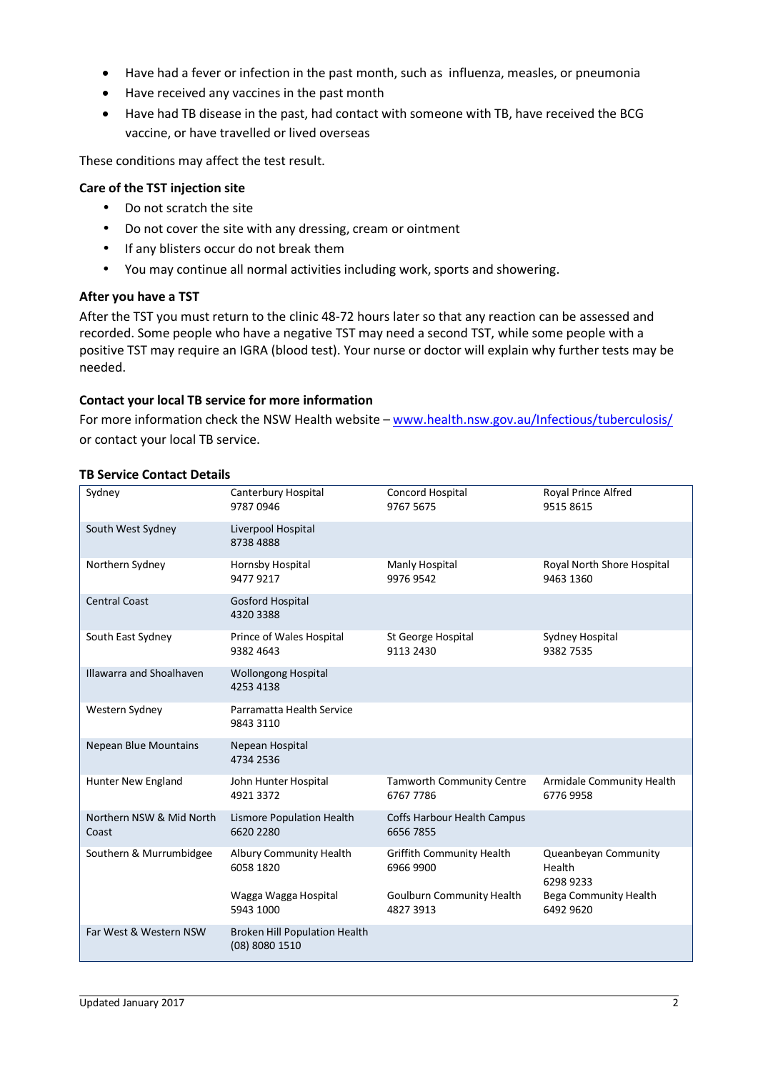- Have had a fever or infection in the past month, such as influenza, measles, or pneumonia
- Have received any vaccines in the past month
- Have had TB disease in the past, had contact with someone with TB, have received the BCG vaccine, or have travelled or lived overseas

These conditions may affect the test result.

### Care of the TST injection site

- Do not scratch the site
- Do not cover the site with any dressing, cream or ointment
- If any blisters occur do not break them
- You may continue all normal activities including work, sports and showering.

### After you have a TST

After the TST you must return to the clinic 48-72 hours later so that any reaction can be assessed and recorded. Some people who have a negative TST may need a second TST, while some people with a positive TST may require an IGRA (blood test). Your nurse or doctor will explain why further tests may be needed.

### Contact your local TB service for more information

For more information check the NSW Health website – [www.health.nsw.gov.au/Infectious/tuberculosis/](http://www.health.nsw.gov.au/Infectious/tuberculosis/) or contact your local TB service.

### TB Service Contact Details

| | | | |
|---|---|---|---|
| Sydney | Canterbury Hospital 9787 0946 | Concord Hospital 9767 5675 | Royal Prince Alfred 9515 8615 |
| South West Sydney | Liverpool Hospital 8738 4888 | | |
| Northern Sydney | Hornsby Hospital 9477 9217 | Manly Hospital 9976 9542 | Royal North Shore Hospital 9463 1360 |
| Central Coast | Gosford Hospital 4320 3388 | | |
| South East Sydney | Prince of Wales Hospital 9382 4643 | St George Hospital 9113 2430 | Sydney Hospital 9382 7535 |
| Illawarra and Shoalhaven | Wollongong Hospital 4253 4138 | | |
| Western Sydney | Parramatta Health Service 9843 3110 | | |
| Nepean Blue Mountains | Nepean Hospital 4734 2536 | | |
| Hunter New England | John Hunter Hospital 4921 3372 | Tamworth Community Centre 6767 7786 | Armidale Community Health 6776 9958 |
| Northern NSW & Mid North Coast | Lismore Population Health 6620 2280 | Coffs Harbour Health Campus 6656 7855 | |
| Southern & Murrumbidgee | Albury Community Health 6058 1820 | Griffith Community Health 6966 9900 | Queanbeyan Community Health 6298 9233 |
| | Wagga Wagga Hospital 5943 1000 | Goulburn Community Health 4827 3913 | Bega Community Health 6492 9620 |
| Far West & Western NSW | Broken Hill Population Health (08) 8080 1510 | | |

Updated January 2017